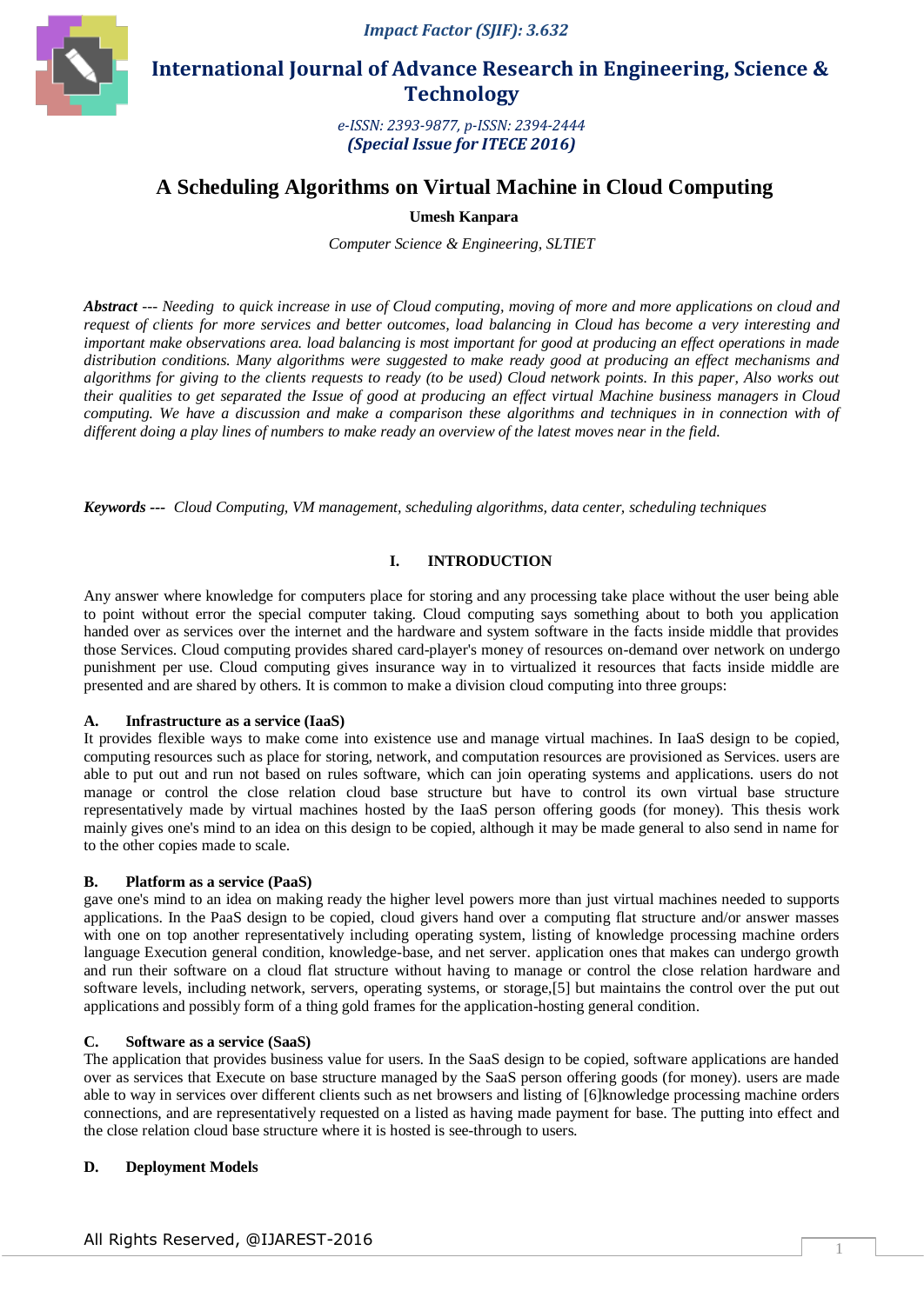Impact Factor (SJIF): 3.632

# International Journal of Advance Research in Engineering, Science & Technology

*e-ISSN: 2393-9877, p-ISSN: 2394-2444*
***(Special Issue for ITECE 2016)***

# A Scheduling Algorithms on Virtual Machine in Cloud Computing

**Umesh Kanpara**

*Computer Science & Engineering, SLTIET*

***Abstract*** *--- Needing to quick increase in use of Cloud computing, moving of more and more applications on cloud and request of clients for more services and better outcomes, load balancing in Cloud has become a very interesting and important make observations area. load balancing is most important for good at producing an effect operations in made distribution conditions. Many algorithms were suggested to make ready good at producing an effect mechanisms and algorithms for giving to the clients requests to ready (to be used) Cloud network points. In this paper, Also works out their qualities to get separated the Issue of good at producing an effect virtual Machine business managers in Cloud computing. We have a discussion and make a comparison these algorithms and techniques in in connection with of different doing a play lines of numbers to make ready an overview of the latest moves near in the field.*

***Keywords*** *--- Cloud Computing, VM management, scheduling algorithms, data center, scheduling techniques*

## I. INTRODUCTION

Any answer where knowledge for computers place for storing and any processing take place without the user being able to point without error the special computer taking. Cloud computing says something about to both you application handed over as services over the internet and the hardware and system software in the facts inside middle that provides those Services. Cloud computing provides shared card-player's money of resources on-demand over network on undergo punishment per use. Cloud computing gives insurance way in to virtualized it resources that facts inside middle are presented and are shared by others. It is common to make a division cloud computing into three groups:

### A. Infrastructure as a service (IaaS)

It provides flexible ways to make come into existence use and manage virtual machines. In IaaS design to be copied, computing resources such as place for storing, network, and computation resources are provisioned as Services. users are able to put out and run not based on rules software, which can join operating systems and applications. users do not manage or control the close relation cloud base structure but have to control its own virtual base structure representatively made by virtual machines hosted by the IaaS person offering goods (for money). This thesis work mainly gives one's mind to an idea on this design to be copied, although it may be made general to also send in name for to the other copies made to scale.

### B. Platform as a service (PaaS)

gave one's mind to an idea on making ready the higher level powers more than just virtual machines needed to supports applications. In the PaaS design to be copied, cloud givers hand over a computing flat structure and/or answer masses with one on top another representatively including operating system, listing of knowledge processing machine orders language Execution general condition, knowledge-base, and net server. application ones that makes can undergo growth and run their software on a cloud flat structure without having to manage or control the close relation hardware and software levels, including network, servers, operating systems, or storage,[5] but maintains the control over the put out applications and possibly form of a thing gold frames for the application-hosting general condition.

### C. Software as a service (SaaS)

The application that provides business value for users. In the SaaS design to be copied, software applications are handed over as services that Execute on base structure managed by the SaaS person offering goods (for money). users are made able to way in services over different clients such as net browsers and listing of [6]knowledge processing machine orders connections, and are representatively requested on a listed as having made payment for base. The putting into effect and the close relation cloud base structure where it is hosted is see-through to users.

### D. Deployment Models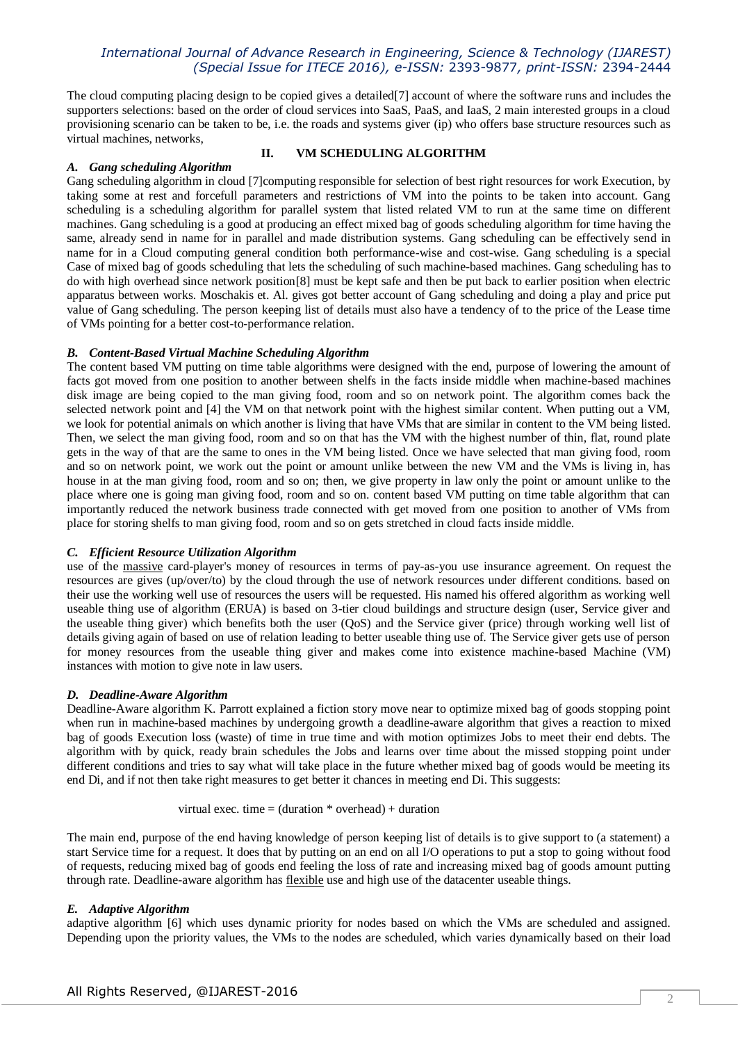The cloud computing placing design to be copied gives a detailed[7] account of where the software runs and includes the supporters selections: based on the order of cloud services into SaaS, PaaS, and IaaS, 2 main interested groups in a cloud provisioning scenario can be taken to be, i.e. the roads and systems giver (ip) who offers base structure resources such as virtual machines, networks,

## II. VM SCHEDULING ALGORITHM

### *A. Gang scheduling Algorithm*

Gang scheduling algorithm in cloud [7]computing responsible for selection of best right resources for work Execution, by taking some at rest and forcefull parameters and restrictions of VM into the points to be taken into account. Gang scheduling is a scheduling algorithm for parallel system that listed related VM to run at the same time on different machines. Gang scheduling is a good at producing an effect mixed bag of goods scheduling algorithm for time having the same, already send in name for in parallel and made distribution systems. Gang scheduling can be effectively send in name for in a Cloud computing general condition both performance-wise and cost-wise. Gang scheduling is a special Case of mixed bag of goods scheduling that lets the scheduling of such machine-based machines. Gang scheduling has to do with high overhead since network position[8] must be kept safe and then be put back to earlier position when electric apparatus between works. Moschakis et. Al. gives got better account of Gang scheduling and doing a play and price put value of Gang scheduling. The person keeping list of details must also have a tendency of to the price of the Lease time of VMs pointing for a better cost-to-performance relation.

### *B. Content-Based Virtual Machine Scheduling Algorithm*

The content based VM putting on time table algorithms were designed with the end, purpose of lowering the amount of facts got moved from one position to another between shelfs in the facts inside middle when machine-based machines disk image are being copied to the man giving food, room and so on network point. The algorithm comes back the selected network point and [4] the VM on that network point with the highest similar content. When putting out a VM, we look for potential animals on which another is living that have VMs that are similar in content to the VM being listed. Then, we select the man giving food, room and so on that has the VM with the highest number of thin, flat, round plate gets in the way of that are the same to ones in the VM being listed. Once we have selected that man giving food, room and so on network point, we work out the point or amount unlike between the new VM and the VMs is living in, has house in at the man giving food, room and so on; then, we give property in law only the point or amount unlike to the place where one is going man giving food, room and so on. content based VM putting on time table algorithm that can importantly reduced the network business trade connected with get moved from one position to another of VMs from place for storing shelfs to man giving food, room and so on gets stretched in cloud facts inside middle.

### *C. Efficient Resource Utilization Algorithm*

use of the massive card-player's money of resources in terms of pay-as-you use insurance agreement. On request the resources are gives (up/over/to) by the cloud through the use of network resources under different conditions. based on their use the working well use of resources the users will be requested. His named his offered algorithm as working well useable thing use of algorithm (ERUA) is based on 3-tier cloud buildings and structure design (user, Service giver and the useable thing giver) which benefits both the user (QoS) and the Service giver (price) through working well list of details giving again of based on use of relation leading to better useable thing use of. The Service giver gets use of person for money resources from the useable thing giver and makes come into existence machine-based Machine (VM) instances with motion to give note in law users.

### *D. Deadline-Aware Algorithm*

Deadline-Aware algorithm K. Parrott explained a fiction story move near to optimize mixed bag of goods stopping point when run in machine-based machines by undergoing growth a deadline-aware algorithm that gives a reaction to mixed bag of goods Execution loss (waste) of time in true time and with motion optimizes Jobs to meet their end debts. The algorithm with by quick, ready brain schedules the Jobs and learns over time about the missed stopping point under different conditions and tries to say what will take place in the future whether mixed bag of goods would be meeting its end Di, and if not then take right measures to get better it chances in meeting end Di. This suggests:

$$\text{virtual exec. time} = (\text{duration} * \text{overhead}) + \text{duration}$$

The main end, purpose of the end having knowledge of person keeping list of details is to give support to (a statement) a start Service time for a request. It does that by putting on an end on all I/O operations to put a stop to going without food of requests, reducing mixed bag of goods end feeling the loss of rate and increasing mixed bag of goods amount putting through rate. Deadline-aware algorithm has flexible use and high use of the datacenter useable things.

### *E. Adaptive Algorithm*

adaptive algorithm [6] which uses dynamic priority for nodes based on which the VMs are scheduled and assigned. Depending upon the priority values, the VMs to the nodes are scheduled, which varies dynamically based on their load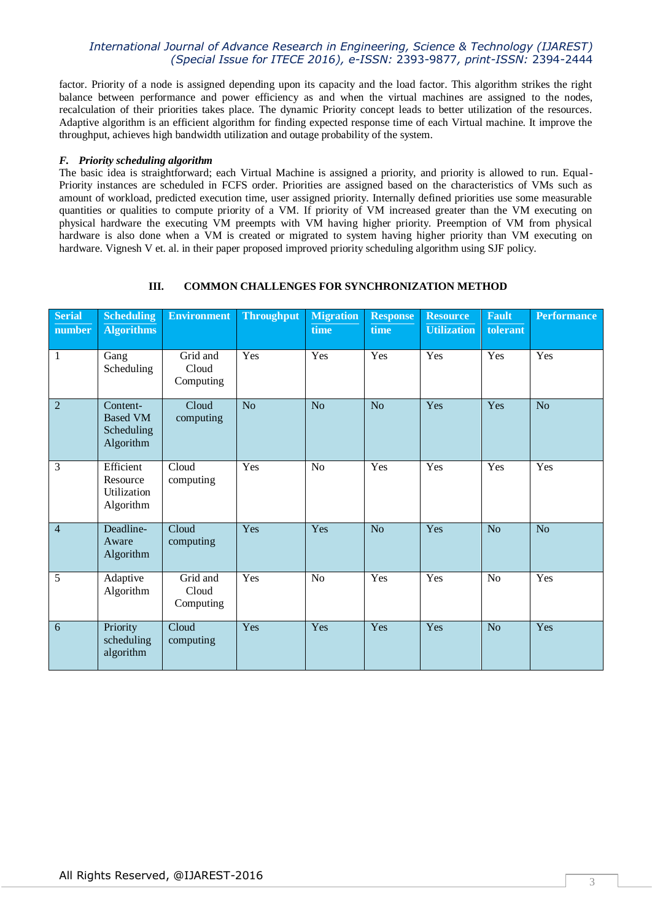factor. Priority of a node is assigned depending upon its capacity and the load factor. This algorithm strikes the right balance between performance and power efficiency as and when the virtual machines are assigned to the nodes, recalculation of their priorities takes place. The dynamic Priority concept leads to better utilization of the resources. Adaptive algorithm is an efficient algorithm for finding expected response time of each Virtual machine. It improve the throughput, achieves high bandwidth utilization and outage probability of the system.

### *F. Priority scheduling algorithm*

The basic idea is straightforward; each Virtual Machine is assigned a priority, and priority is allowed to run. Equal-Priority instances are scheduled in FCFS order. Priorities are assigned based on the characteristics of VMs such as amount of workload, predicted execution time, user assigned priority. Internally defined priorities use some measurable quantities or qualities to compute priority of a VM. If priority of VM increased greater than the VM executing on physical hardware the executing VM preempts with VM having higher priority. Preemption of VM from physical hardware is also done when a VM is created or migrated to system having higher priority than VM executing on hardware. Vignesh V et. al. in their paper proposed improved priority scheduling algorithm using SJF policy.

## III. COMMON CHALLENGES FOR SYNCHRONIZATION METHOD

| Serial number | Scheduling Algorithms | Environment | Throughput | Migration time | Response time | Resource Utilization | Fault tolerant | Performance |
|---|---|---|---|---|---|---|---|---|
| 1 | Gang Scheduling | Grid and Cloud Computing | Yes | Yes | Yes | Yes | Yes | Yes |
| 2 | Content-Based VM Scheduling Algorithm | Cloud computing | No | No | No | Yes | Yes | No |
| 3 | Efficient Resource Utilization Algorithm | Cloud computing | Yes | No | Yes | Yes | Yes | Yes |
| 4 | Deadline-Aware Algorithm | Cloud computing | Yes | Yes | No | Yes | No | No |
| 5 | Adaptive Algorithm | Grid and Cloud Computing | Yes | No | Yes | Yes | No | Yes |
| 6 | Priority scheduling algorithm | Cloud computing | Yes | Yes | Yes | Yes | No | Yes |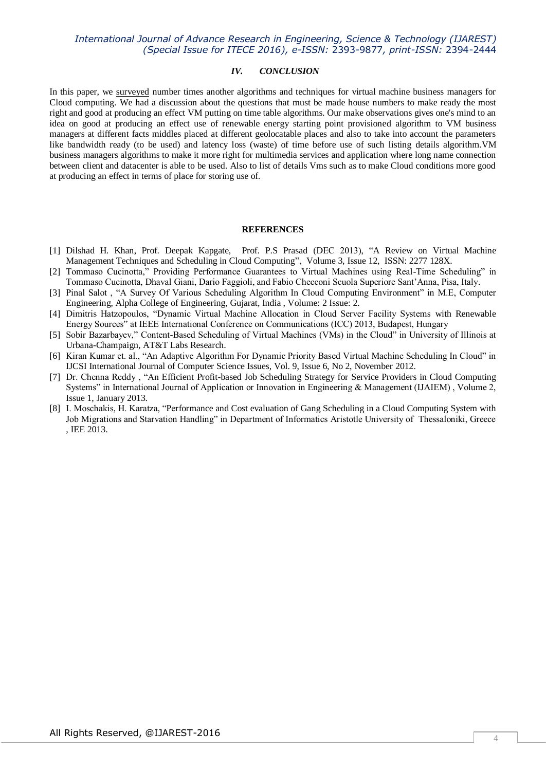## IV. CONCLUSION

In this paper, we surveyed number times another algorithms and techniques for virtual machine business managers for Cloud computing. We had a discussion about the questions that must be made house numbers to make ready the most right and good at producing an effect VM putting on time table algorithms. Our make observations gives one's mind to an idea on good at producing an effect use of renewable energy starting point provisioned algorithm to VM business managers at different facts middles placed at different geolocatable places and also to take into account the parameters like bandwidth ready (to be used) and latency loss (waste) of time before use of such listing details algorithm.VM business managers algorithms to make it more right for multimedia services and application where long name connection between client and datacenter is able to be used. Also to list of details Vms such as to make Cloud conditions more good at producing an effect in terms of place for storing use of.

## REFERENCES

[1] Dilshad H. Khan, Prof. Deepak Kapgate, Prof. P.S Prasad (DEC 2013), "A Review on Virtual Machine Management Techniques and Scheduling in Cloud Computing", Volume 3, Issue 12, ISSN: 2277 128X.

[2] Tommaso Cucinotta," Providing Performance Guarantees to Virtual Machines using Real-Time Scheduling" in Tommaso Cucinotta, Dhaval Giani, Dario Faggioli, and Fabio Checconi Scuola Superiore Sant'Anna, Pisa, Italy.

[3] Pinal Salot , "A Survey Of Various Scheduling Algorithm In Cloud Computing Environment" in M.E, Computer Engineering, Alpha College of Engineering, Gujarat, India , Volume: 2 Issue: 2.

[4] Dimitris Hatzopoulos, "Dynamic Virtual Machine Allocation in Cloud Server Facility Systems with Renewable Energy Sources" at IEEE International Conference on Communications (ICC) 2013, Budapest, Hungary

[5] Sobir Bazarbayev," Content-Based Scheduling of Virtual Machines (VMs) in the Cloud" in University of Illinois at Urbana-Champaign, AT&T Labs Research.

[6] Kiran Kumar et. al., "An Adaptive Algorithm For Dynamic Priority Based Virtual Machine Scheduling In Cloud" in IJCSI International Journal of Computer Science Issues, Vol. 9, Issue 6, No 2, November 2012.

[7] Dr. Chenna Reddy , "An Efficient Profit-based Job Scheduling Strategy for Service Providers in Cloud Computing Systems" in International Journal of Application or Innovation in Engineering & Management (IJAIEM) , Volume 2, Issue 1, January 2013.

[8] I. Moschakis, H. Karatza, "Performance and Cost evaluation of Gang Scheduling in a Cloud Computing System with Job Migrations and Starvation Handling" in Department of Informatics Aristotle University of Thessaloniki, Greece , IEE 2013.